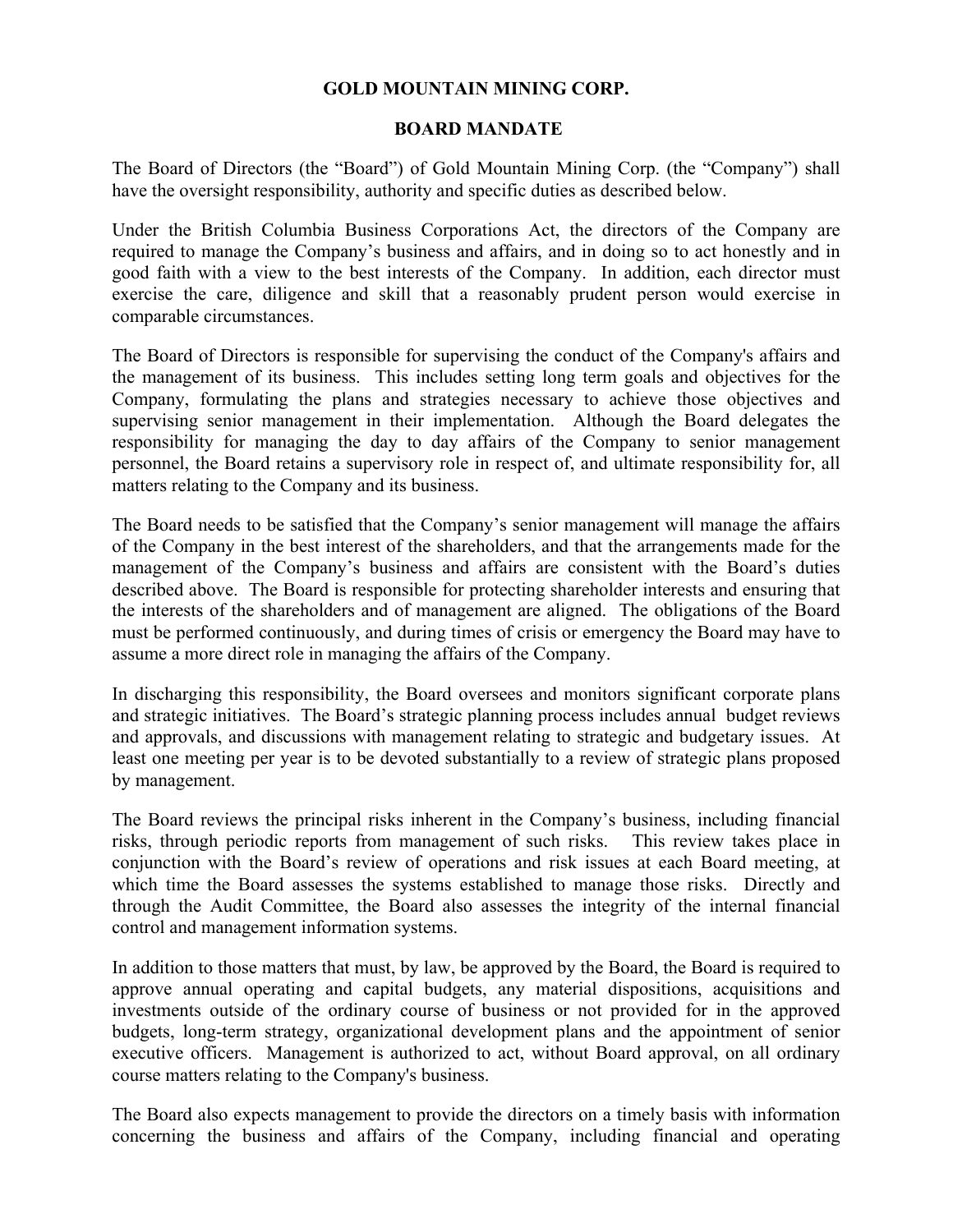# GOLD MOUNTAIN MINING CORP.

## BOARD MANDATE

The Board of Directors (the "Board") of Gold Mountain Mining Corp. (the "Company") shall have the oversight responsibility, authority and specific duties as described below.

Under the British Columbia Business Corporations Act, the directors of the Company are required to manage the Company's business and affairs, and in doing so to act honestly and in good faith with a view to the best interests of the Company. In addition, each director must exercise the care, diligence and skill that a reasonably prudent person would exercise in comparable circumstances.

The Board of Directors is responsible for supervising the conduct of the Company's affairs and the management of its business. This includes setting long term goals and objectives for the Company, formulating the plans and strategies necessary to achieve those objectives and supervising senior management in their implementation. Although the Board delegates the responsibility for managing the day to day affairs of the Company to senior management personnel, the Board retains a supervisory role in respect of, and ultimate responsibility for, all matters relating to the Company and its business.

The Board needs to be satisfied that the Company's senior management will manage the affairs of the Company in the best interest of the shareholders, and that the arrangements made for the management of the Company's business and affairs are consistent with the Board's duties described above. The Board is responsible for protecting shareholder interests and ensuring that the interests of the shareholders and of management are aligned. The obligations of the Board must be performed continuously, and during times of crisis or emergency the Board may have to assume a more direct role in managing the affairs of the Company.

In discharging this responsibility, the Board oversees and monitors significant corporate plans and strategic initiatives. The Board's strategic planning process includes annual budget reviews and approvals, and discussions with management relating to strategic and budgetary issues. At least one meeting per year is to be devoted substantially to a review of strategic plans proposed by management.

The Board reviews the principal risks inherent in the Company's business, including financial risks, through periodic reports from management of such risks. This review takes place in conjunction with the Board's review of operations and risk issues at each Board meeting, at which time the Board assesses the systems established to manage those risks. Directly and through the Audit Committee, the Board also assesses the integrity of the internal financial control and management information systems.

In addition to those matters that must, by law, be approved by the Board, the Board is required to approve annual operating and capital budgets, any material dispositions, acquisitions and investments outside of the ordinary course of business or not provided for in the approved budgets, long-term strategy, organizational development plans and the appointment of senior executive officers. Management is authorized to act, without Board approval, on all ordinary course matters relating to the Company's business.

The Board also expects management to provide the directors on a timely basis with information concerning the business and affairs of the Company, including financial and operating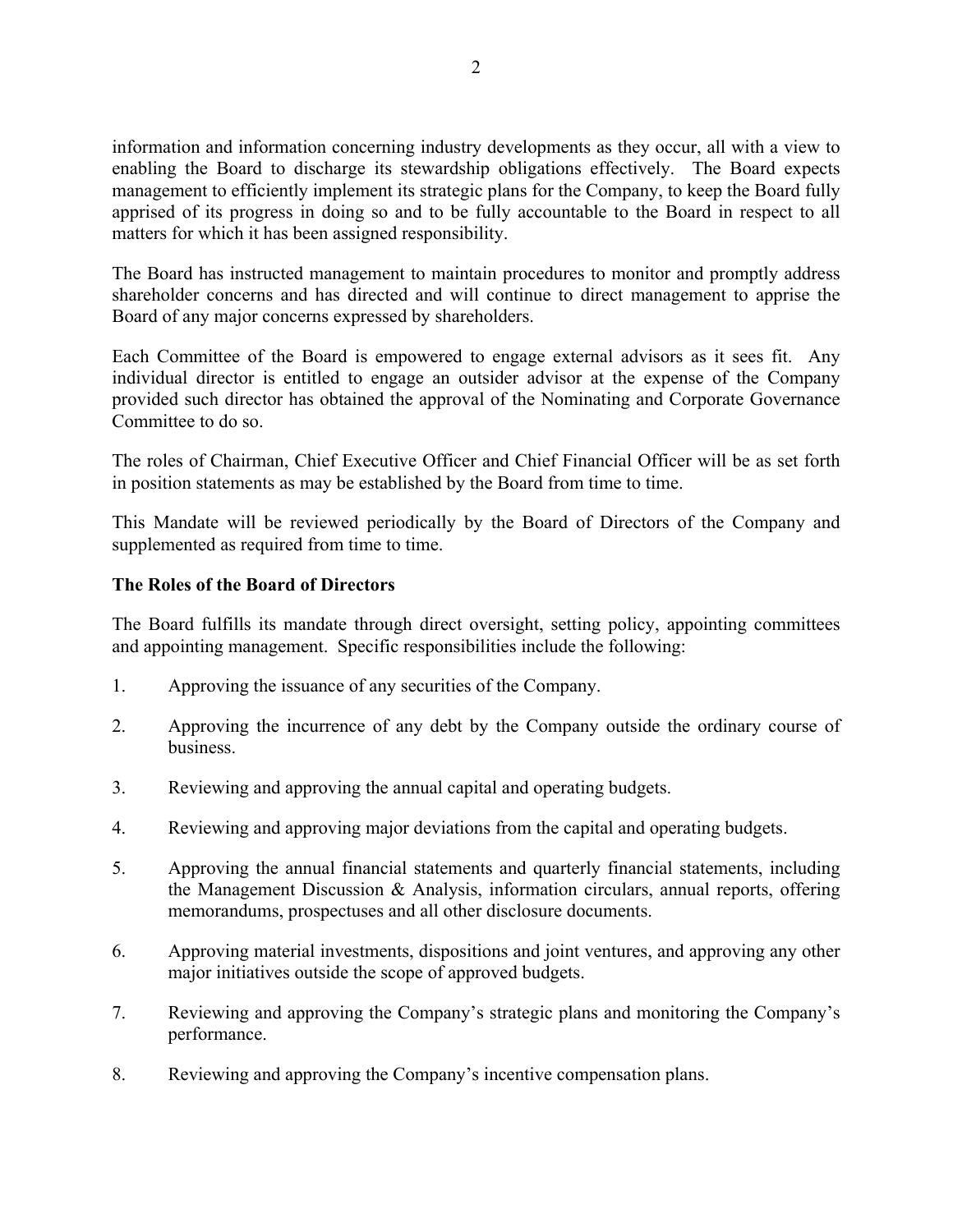information and information concerning industry developments as they occur, all with a view to enabling the Board to discharge its stewardship obligations effectively. The Board expects management to efficiently implement its strategic plans for the Company, to keep the Board fully apprised of its progress in doing so and to be fully accountable to the Board in respect to all matters for which it has been assigned responsibility.

The Board has instructed management to maintain procedures to monitor and promptly address shareholder concerns and has directed and will continue to direct management to apprise the Board of any major concerns expressed by shareholders.

Each Committee of the Board is empowered to engage external advisors as it sees fit. Any individual director is entitled to engage an outsider advisor at the expense of the Company provided such director has obtained the approval of the Nominating and Corporate Governance Committee to do so.

The roles of Chairman, Chief Executive Officer and Chief Financial Officer will be as set forth in position statements as may be established by the Board from time to time.

This Mandate will be reviewed periodically by the Board of Directors of the Company and supplemented as required from time to time.

**The Roles of the Board of Directors**

The Board fulfills its mandate through direct oversight, setting policy, appointing committees and appointing management. Specific responsibilities include the following:

1. Approving the issuance of any securities of the Company.
2. Approving the incurrence of any debt by the Company outside the ordinary course of business.
3. Reviewing and approving the annual capital and operating budgets.
4. Reviewing and approving major deviations from the capital and operating budgets.
5. Approving the annual financial statements and quarterly financial statements, including the Management Discussion & Analysis, information circulars, annual reports, offering memorandums, prospectuses and all other disclosure documents.
6. Approving material investments, dispositions and joint ventures, and approving any other major initiatives outside the scope of approved budgets.
7. Reviewing and approving the Company's strategic plans and monitoring the Company's performance.
8. Reviewing and approving the Company's incentive compensation plans.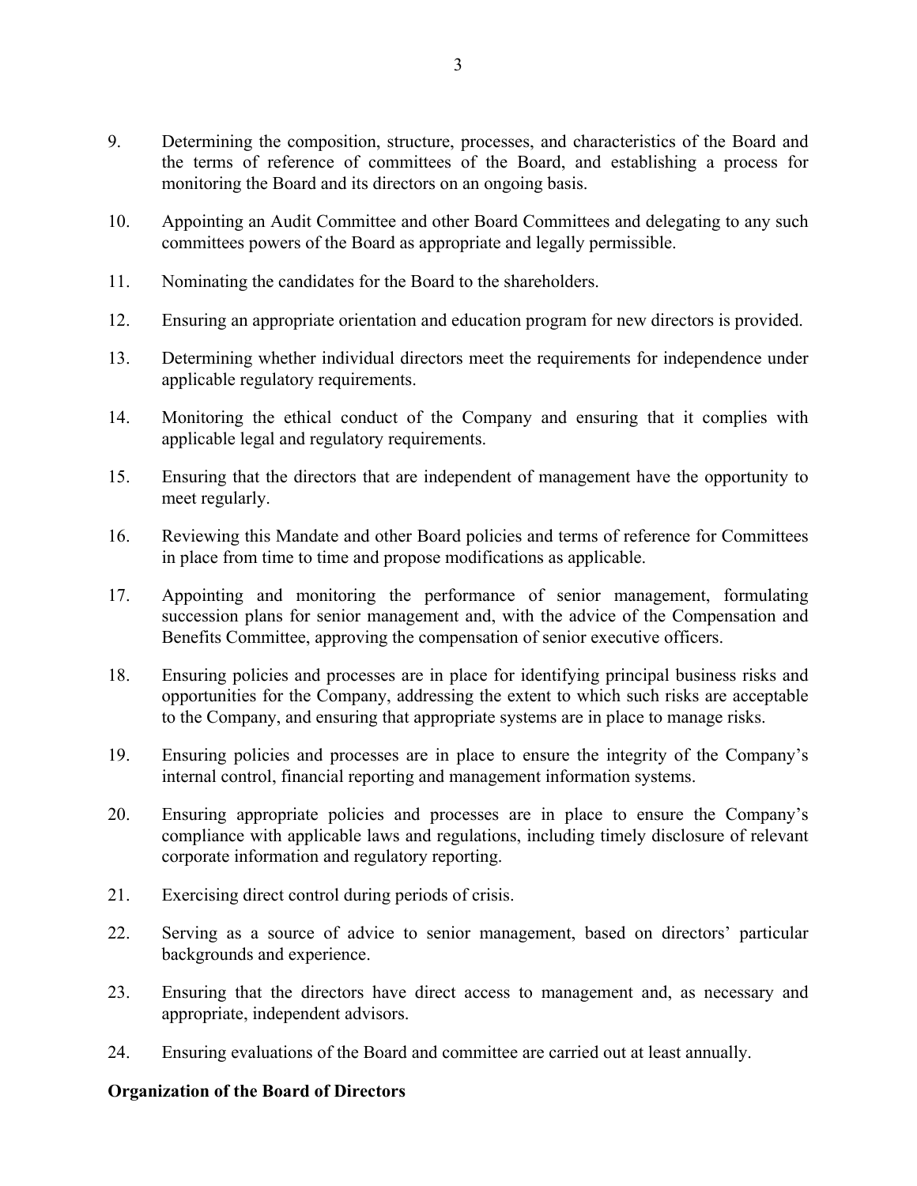9. Determining the composition, structure, processes, and characteristics of the Board and the terms of reference of committees of the Board, and establishing a process for monitoring the Board and its directors on an ongoing basis.

10. Appointing an Audit Committee and other Board Committees and delegating to any such committees powers of the Board as appropriate and legally permissible.

11. Nominating the candidates for the Board to the shareholders.

12. Ensuring an appropriate orientation and education program for new directors is provided.

13. Determining whether individual directors meet the requirements for independence under applicable regulatory requirements.

14. Monitoring the ethical conduct of the Company and ensuring that it complies with applicable legal and regulatory requirements.

15. Ensuring that the directors that are independent of management have the opportunity to meet regularly.

16. Reviewing this Mandate and other Board policies and terms of reference for Committees in place from time to time and propose modifications as applicable.

17. Appointing and monitoring the performance of senior management, formulating succession plans for senior management and, with the advice of the Compensation and Benefits Committee, approving the compensation of senior executive officers.

18. Ensuring policies and processes are in place for identifying principal business risks and opportunities for the Company, addressing the extent to which such risks are acceptable to the Company, and ensuring that appropriate systems are in place to manage risks.

19. Ensuring policies and processes are in place to ensure the integrity of the Company's internal control, financial reporting and management information systems.

20. Ensuring appropriate policies and processes are in place to ensure the Company's compliance with applicable laws and regulations, including timely disclosure of relevant corporate information and regulatory reporting.

21. Exercising direct control during periods of crisis.

22. Serving as a source of advice to senior management, based on directors' particular backgrounds and experience.

23. Ensuring that the directors have direct access to management and, as necessary and appropriate, independent advisors.

24. Ensuring evaluations of the Board and committee are carried out at least annually.

**Organization of the Board of Directors**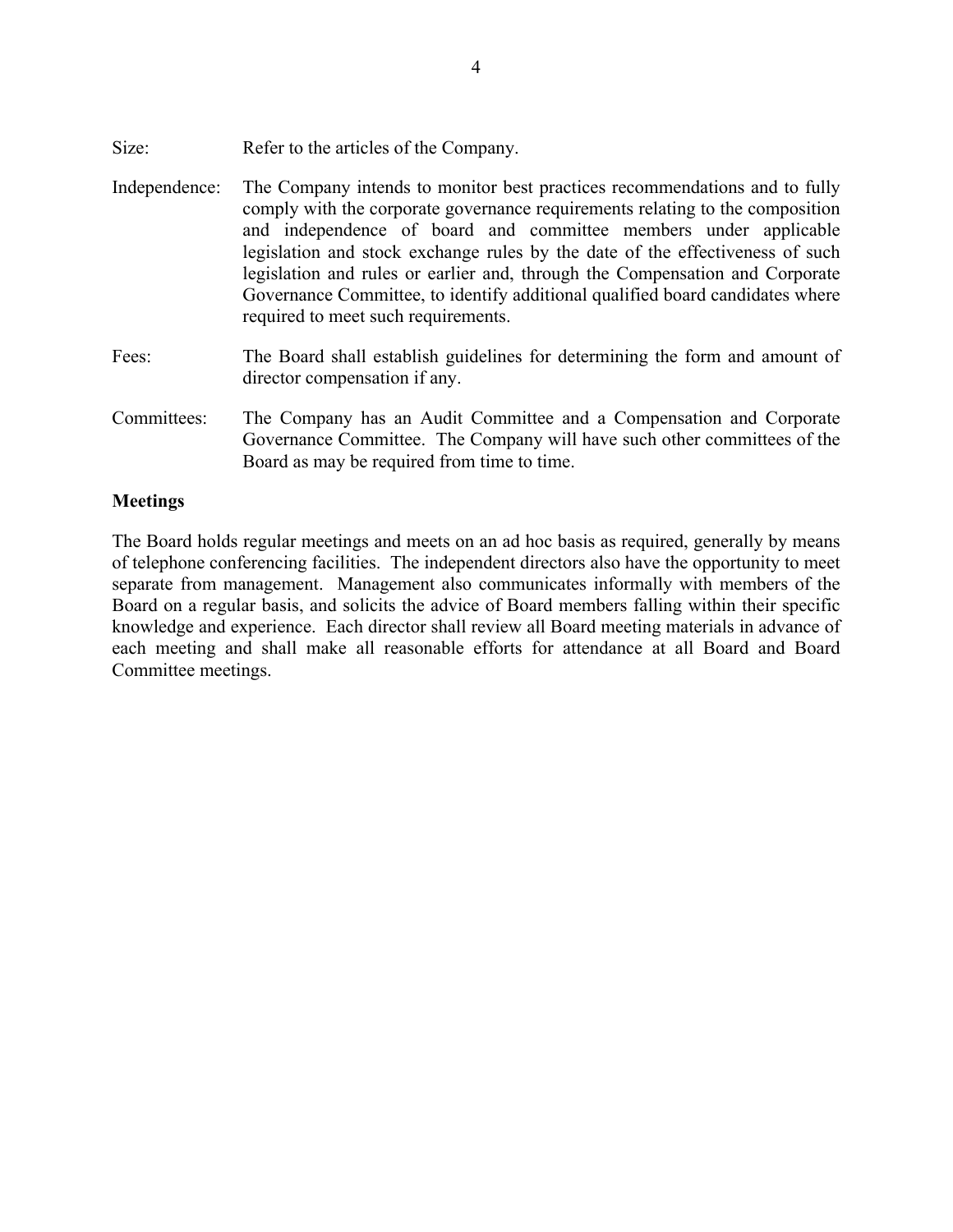Size: Refer to the articles of the Company.

Independence: The Company intends to monitor best practices recommendations and to fully comply with the corporate governance requirements relating to the composition and independence of board and committee members under applicable legislation and stock exchange rules by the date of the effectiveness of such legislation and rules or earlier and, through the Compensation and Corporate Governance Committee, to identify additional qualified board candidates where required to meet such requirements.

Fees: The Board shall establish guidelines for determining the form and amount of director compensation if any.

Committees: The Company has an Audit Committee and a Compensation and Corporate Governance Committee. The Company will have such other committees of the Board as may be required from time to time.

**Meetings**

The Board holds regular meetings and meets on an ad hoc basis as required, generally by means of telephone conferencing facilities. The independent directors also have the opportunity to meet separate from management. Management also communicates informally with members of the Board on a regular basis, and solicits the advice of Board members falling within their specific knowledge and experience. Each director shall review all Board meeting materials in advance of each meeting and shall make all reasonable efforts for attendance at all Board and Board Committee meetings.